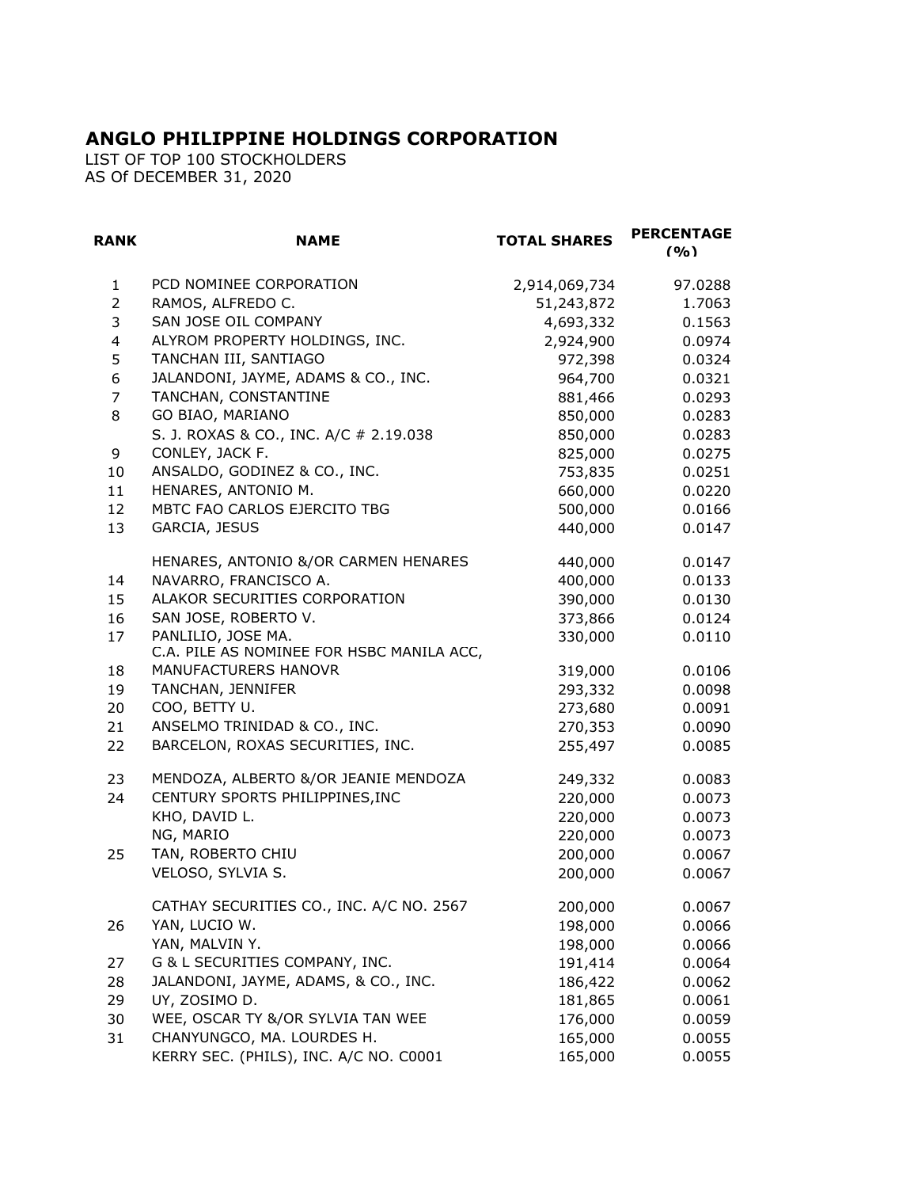# ANGLO PHILIPPINE HOLDINGS CORPORATION

LIST OF TOP 100 STOCKHOLDERS
AS Of DECEMBER 31, 2020

| RANK | NAME | TOTAL SHARES | PERCENTAGE (%) |
|---|---|---|---|
| 1 | PCD NOMINEE CORPORATION | 2,914,069,734 | 97.0288 |
| 2 | RAMOS, ALFREDO C. | 51,243,872 | 1.7063 |
| 3 | SAN JOSE OIL COMPANY | 4,693,332 | 0.1563 |
| 4 | ALYROM PROPERTY HOLDINGS, INC. | 2,924,900 | 0.0974 |
| 5 | TANCHAN III, SANTIAGO | 972,398 | 0.0324 |
| 6 | JALANDONI, JAYME, ADAMS & CO., INC. | 964,700 | 0.0321 |
| 7 | TANCHAN, CONSTANTINE | 881,466 | 0.0293 |
| 8 | GO BIAO, MARIANO | 850,000 | 0.0283 |
| | S. J. ROXAS & CO., INC. A/C # 2.19.038 | 850,000 | 0.0283 |
| 9 | CONLEY, JACK F. | 825,000 | 0.0275 |
| 10 | ANSALDO, GODINEZ & CO., INC. | 753,835 | 0.0251 |
| 11 | HENARES, ANTONIO M. | 660,000 | 0.0220 |
| 12 | MBTC FAO CARLOS EJERCITO TBG | 500,000 | 0.0166 |
| 13 | GARCIA, JESUS | 440,000 | 0.0147 |
| | HENARES, ANTONIO &/OR CARMEN HENARES | 440,000 | 0.0147 |
| 14 | NAVARRO, FRANCISCO A. | 400,000 | 0.0133 |
| 15 | ALAKOR SECURITIES CORPORATION | 390,000 | 0.0130 |
| 16 | SAN JOSE, ROBERTO V. | 373,866 | 0.0124 |
| 17 | PANLILIO, JOSE MA. | 330,000 | 0.0110 |
| 18 | C.A. PILE AS NOMINEE FOR HSBC MANILA ACC, MANUFACTURERS HANOVR | 319,000 | 0.0106 |
| 19 | TANCHAN, JENNIFER | 293,332 | 0.0098 |
| 20 | COO, BETTY U. | 273,680 | 0.0091 |
| 21 | ANSELMO TRINIDAD & CO., INC. | 270,353 | 0.0090 |
| 22 | BARCELON, ROXAS SECURITIES, INC. | 255,497 | 0.0085 |
| 23 | MENDOZA, ALBERTO &/OR JEANIE MENDOZA | 249,332 | 0.0083 |
| 24 | CENTURY SPORTS PHILIPPINES,INC | 220,000 | 0.0073 |
| | KHO, DAVID L. | 220,000 | 0.0073 |
| | NG, MARIO | 220,000 | 0.0073 |
| 25 | TAN, ROBERTO CHIU | 200,000 | 0.0067 |
| | VELOSO, SYLVIA S. | 200,000 | 0.0067 |
| | CATHAY SECURITIES CO., INC. A/C NO. 2567 | 200,000 | 0.0067 |
| 26 | YAN, LUCIO W. | 198,000 | 0.0066 |
| | YAN, MALVIN Y. | 198,000 | 0.0066 |
| 27 | G & L SECURITIES COMPANY, INC. | 191,414 | 0.0064 |
| 28 | JALANDONI, JAYME, ADAMS, & CO., INC. | 186,422 | 0.0062 |
| 29 | UY, ZOSIMO D. | 181,865 | 0.0061 |
| 30 | WEE, OSCAR TY &/OR SYLVIA TAN WEE | 176,000 | 0.0059 |
| 31 | CHANYUNGCO, MA. LOURDES H. | 165,000 | 0.0055 |
| | KERRY SEC. (PHILS), INC. A/C NO. C0001 | 165,000 | 0.0055 |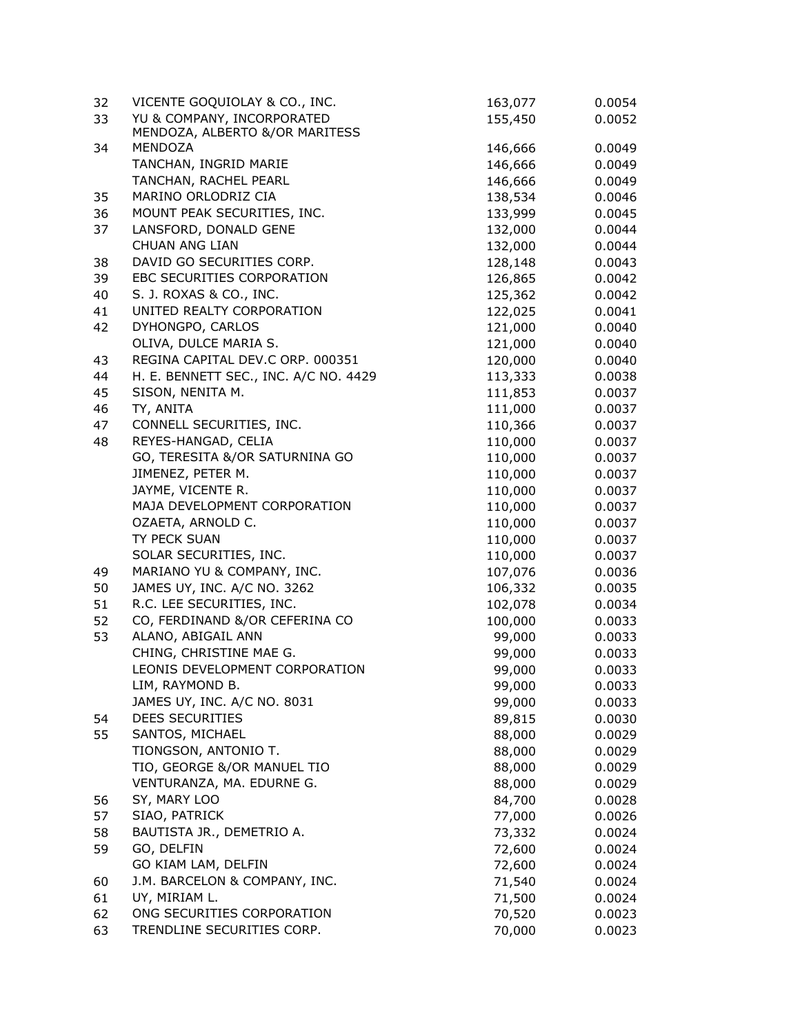| | | | |
|---|---|---|---|
| 32 | VICENTE GOQUIOLAY & CO., INC. | 163,077 | 0.0054 |
| 33 | YU & COMPANY, INCORPORATED | 155,450 | 0.0052 |
| 34 | MENDOZA, ALBERTO &/OR MARITESS MENDOZA | 146,666 | 0.0049 |
| | TANCHAN, INGRID MARIE | 146,666 | 0.0049 |
| | TANCHAN, RACHEL PEARL | 146,666 | 0.0049 |
| 35 | MARINO ORLODRIZ CIA | 138,534 | 0.0046 |
| 36 | MOUNT PEAK SECURITIES, INC. | 133,999 | 0.0045 |
| 37 | LANSFORD, DONALD GENE | 132,000 | 0.0044 |
| | CHUAN ANG LIAN | 132,000 | 0.0044 |
| 38 | DAVID GO SECURITIES CORP. | 128,148 | 0.0043 |
| 39 | EBC SECURITIES CORPORATION | 126,865 | 0.0042 |
| 40 | S. J. ROXAS & CO., INC. | 125,362 | 0.0042 |
| 41 | UNITED REALTY CORPORATION | 122,025 | 0.0041 |
| 42 | DYHONGPO, CARLOS | 121,000 | 0.0040 |
| | OLIVA, DULCE MARIA S. | 121,000 | 0.0040 |
| 43 | REGINA CAPITAL DEV.C ORP. 000351 | 120,000 | 0.0040 |
| 44 | H. E. BENNETT SEC., INC. A/C NO. 4429 | 113,333 | 0.0038 |
| 45 | SISON, NENITA M. | 111,853 | 0.0037 |
| 46 | TY, ANITA | 111,000 | 0.0037 |
| 47 | CONNELL SECURITIES, INC. | 110,366 | 0.0037 |
| 48 | REYES-HANGAD, CELIA | 110,000 | 0.0037 |
| | GO, TERESITA &/OR SATURNINA GO | 110,000 | 0.0037 |
| | JIMENEZ, PETER M. | 110,000 | 0.0037 |
| | JAYME, VICENTE R. | 110,000 | 0.0037 |
| | MAJA DEVELOPMENT CORPORATION | 110,000 | 0.0037 |
| | OZAETA, ARNOLD C. | 110,000 | 0.0037 |
| | TY PECK SUAN | 110,000 | 0.0037 |
| | SOLAR SECURITIES, INC. | 110,000 | 0.0037 |
| 49 | MARIANO YU & COMPANY, INC. | 107,076 | 0.0036 |
| 50 | JAMES UY, INC. A/C NO. 3262 | 106,332 | 0.0035 |
| 51 | R.C. LEE SECURITIES, INC. | 102,078 | 0.0034 |
| 52 | CO, FERDINAND &/OR CEFERINA CO | 100,000 | 0.0033 |
| 53 | ALANO, ABIGAIL ANN | 99,000 | 0.0033 |
| | CHING, CHRISTINE MAE G. | 99,000 | 0.0033 |
| | LEONIS DEVELOPMENT CORPORATION | 99,000 | 0.0033 |
| | LIM, RAYMOND B. | 99,000 | 0.0033 |
| | JAMES UY, INC. A/C NO. 8031 | 99,000 | 0.0033 |
| 54 | DEES SECURITIES | 89,815 | 0.0030 |
| 55 | SANTOS, MICHAEL | 88,000 | 0.0029 |
| | TIONGSON, ANTONIO T. | 88,000 | 0.0029 |
| | TIO, GEORGE &/OR MANUEL TIO | 88,000 | 0.0029 |
| | VENTURANZA, MA. EDURNE G. | 88,000 | 0.0029 |
| 56 | SY, MARY LOO | 84,700 | 0.0028 |
| 57 | SIAO, PATRICK | 77,000 | 0.0026 |
| 58 | BAUTISTA JR., DEMETRIO A. | 73,332 | 0.0024 |
| 59 | GO, DELFIN | 72,600 | 0.0024 |
| | GO KIAM LAM, DELFIN | 72,600 | 0.0024 |
| 60 | J.M. BARCELON & COMPANY, INC. | 71,540 | 0.0024 |
| 61 | UY, MIRIAM L. | 71,500 | 0.0024 |
| 62 | ONG SECURITIES CORPORATION | 70,520 | 0.0023 |
| 63 | TRENDLINE SECURITIES CORP. | 70,000 | 0.0023 |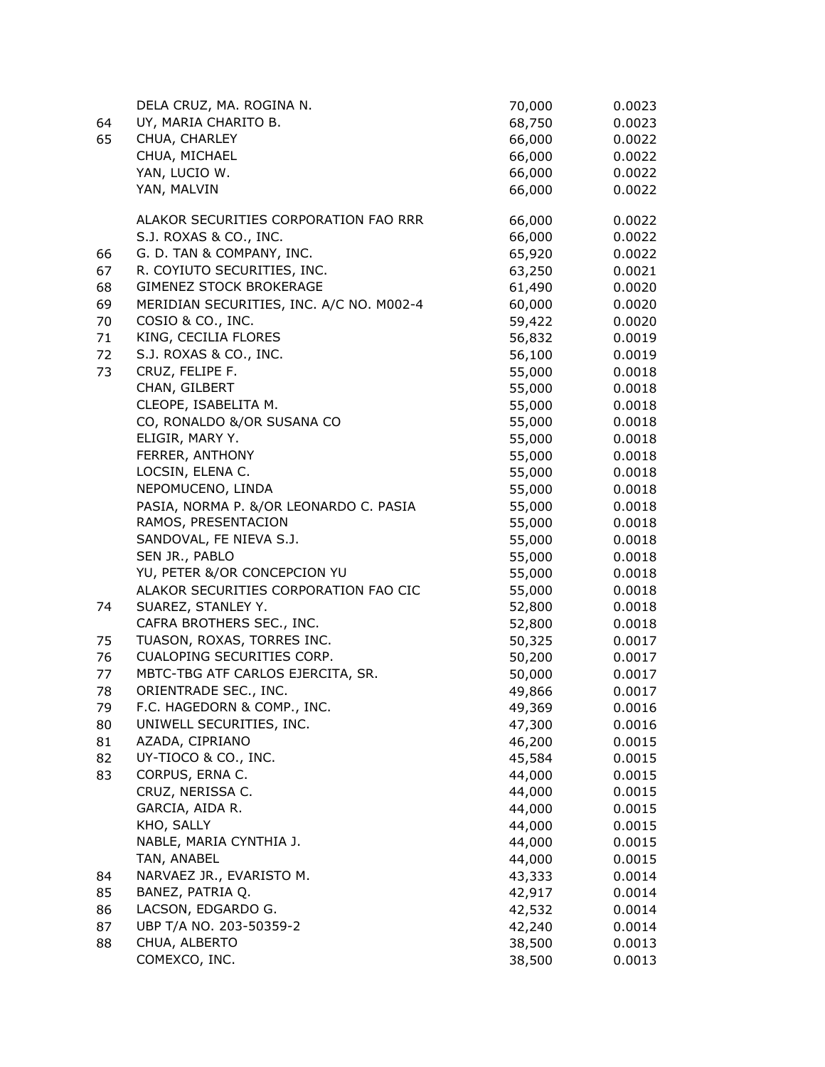| | | | |
|---|---|---|---|
| | DELA CRUZ, MA. ROGINA N. | 70,000 | 0.0023 |
| 64 | UY, MARIA CHARITO B. | 68,750 | 0.0023 |
| 65 | CHUA, CHARLEY | 66,000 | 0.0022 |
| | CHUA, MICHAEL | 66,000 | 0.0022 |
| | YAN, LUCIO W. | 66,000 | 0.0022 |
| | YAN, MALVIN | 66,000 | 0.0022 |
| | ALAKOR SECURITIES CORPORATION FAO RRR | 66,000 | 0.0022 |
| | S.J. ROXAS & CO., INC. | 66,000 | 0.0022 |
| 66 | G. D. TAN & COMPANY, INC. | 65,920 | 0.0022 |
| 67 | R. COYIUTO SECURITIES, INC. | 63,250 | 0.0021 |
| 68 | GIMENEZ STOCK BROKERAGE | 61,490 | 0.0020 |
| 69 | MERIDIAN SECURITIES, INC. A/C NO. M002-4 | 60,000 | 0.0020 |
| 70 | COSIO & CO., INC. | 59,422 | 0.0020 |
| 71 | KING, CECILIA FLORES | 56,832 | 0.0019 |
| 72 | S.J. ROXAS & CO., INC. | 56,100 | 0.0019 |
| 73 | CRUZ, FELIPE F. | 55,000 | 0.0018 |
| | CHAN, GILBERT | 55,000 | 0.0018 |
| | CLEOPE, ISABELITA M. | 55,000 | 0.0018 |
| | CO, RONALDO &/OR SUSANA CO | 55,000 | 0.0018 |
| | ELIGIR, MARY Y. | 55,000 | 0.0018 |
| | FERRER, ANTHONY | 55,000 | 0.0018 |
| | LOCSIN, ELENA C. | 55,000 | 0.0018 |
| | NEPOMUCENO, LINDA | 55,000 | 0.0018 |
| | PASIA, NORMA P. &/OR LEONARDO C. PASIA | 55,000 | 0.0018 |
| | RAMOS, PRESENTACION | 55,000 | 0.0018 |
| | SANDOVAL, FE NIEVA S.J. | 55,000 | 0.0018 |
| | SEN JR., PABLO | 55,000 | 0.0018 |
| | YU, PETER &/OR CONCEPCION YU | 55,000 | 0.0018 |
| | ALAKOR SECURITIES CORPORATION FAO CIC | 55,000 | 0.0018 |
| 74 | SUAREZ, STANLEY Y. | 52,800 | 0.0018 |
| | CAFRA BROTHERS SEC., INC. | 52,800 | 0.0018 |
| 75 | TUASON, ROXAS, TORRES INC. | 50,325 | 0.0017 |
| 76 | CUALOPING SECURITIES CORP. | 50,200 | 0.0017 |
| 77 | MBTC-TBG ATF CARLOS EJERCITA, SR. | 50,000 | 0.0017 |
| 78 | ORIENTRADE SEC., INC. | 49,866 | 0.0017 |
| 79 | F.C. HAGEDORN & COMP., INC. | 49,369 | 0.0016 |
| 80 | UNIWELL SECURITIES, INC. | 47,300 | 0.0016 |
| 81 | AZADA, CIPRIANO | 46,200 | 0.0015 |
| 82 | UY-TIOCO & CO., INC. | 45,584 | 0.0015 |
| 83 | CORPUS, ERNA C. | 44,000 | 0.0015 |
| | CRUZ, NERISSA C. | 44,000 | 0.0015 |
| | GARCIA, AIDA R. | 44,000 | 0.0015 |
| | KHO, SALLY | 44,000 | 0.0015 |
| | NABLE, MARIA CYNTHIA J. | 44,000 | 0.0015 |
| | TAN, ANABEL | 44,000 | 0.0015 |
| 84 | NARVAEZ JR., EVARISTO M. | 43,333 | 0.0014 |
| 85 | BANEZ, PATRIA Q. | 42,917 | 0.0014 |
| 86 | LACSON, EDGARDO G. | 42,532 | 0.0014 |
| 87 | UBP T/A NO. 203-50359-2 | 42,240 | 0.0014 |
| 88 | CHUA, ALBERTO | 38,500 | 0.0013 |
| | COMEXCO, INC. | 38,500 | 0.0013 |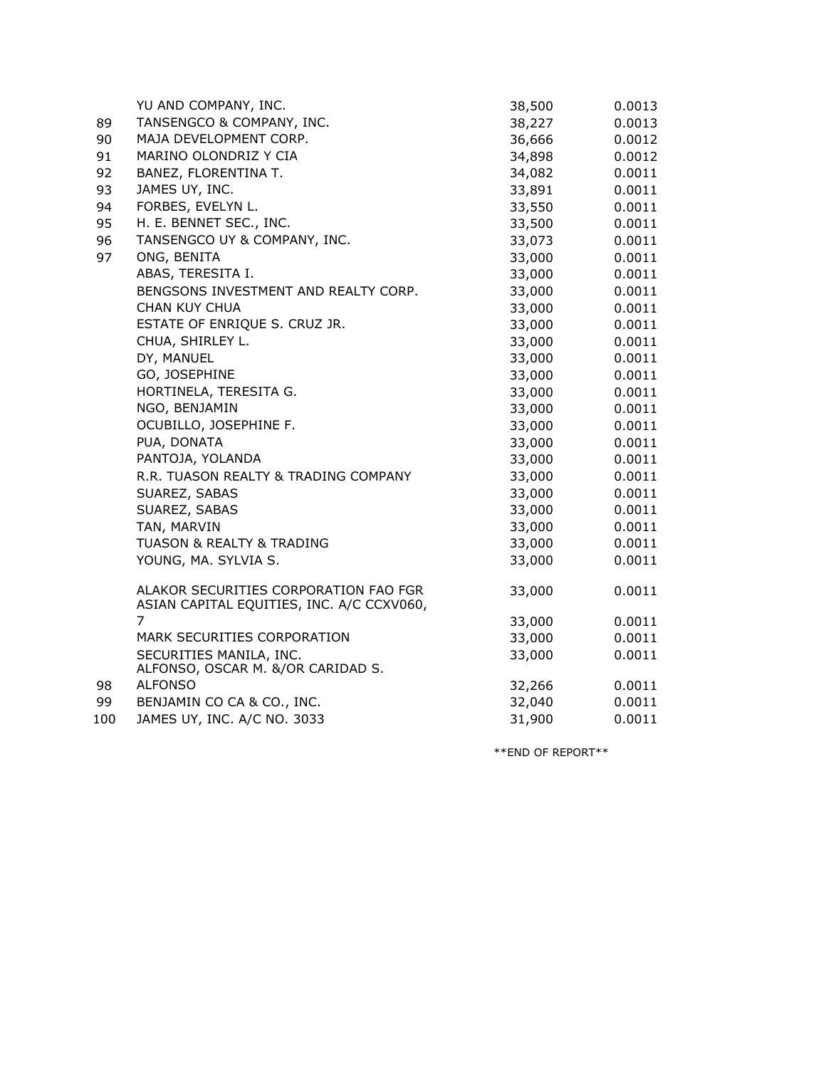| | | | |
|---|---|---|---|
| | YU AND COMPANY, INC. | 38,500 | 0.0013 |
| 89 | TANSENGCO & COMPANY, INC. | 38,227 | 0.0013 |
| 90 | MAJA DEVELOPMENT CORP. | 36,666 | 0.0012 |
| 91 | MARINO OLONDRIZ Y CIA | 34,898 | 0.0012 |
| 92 | BANEZ, FLORENTINA T. | 34,082 | 0.0011 |
| 93 | JAMES UY, INC. | 33,891 | 0.0011 |
| 94 | FORBES, EVELYN L. | 33,550 | 0.0011 |
| 95 | H. E. BENNET SEC., INC. | 33,500 | 0.0011 |
| 96 | TANSENGCO UY & COMPANY, INC. | 33,073 | 0.0011 |
| 97 | ONG, BENITA | 33,000 | 0.0011 |
| | ABAS, TERESITA I. | 33,000 | 0.0011 |
| | BENGSONS INVESTMENT AND REALTY CORP. | 33,000 | 0.0011 |
| | CHAN KUY CHUA | 33,000 | 0.0011 |
| | ESTATE OF ENRIQUE S. CRUZ JR. | 33,000 | 0.0011 |
| | CHUA, SHIRLEY L. | 33,000 | 0.0011 |
| | DY, MANUEL | 33,000 | 0.0011 |
| | GO, JOSEPHINE | 33,000 | 0.0011 |
| | HORTINELA, TERESITA G. | 33,000 | 0.0011 |
| | NGO, BENJAMIN | 33,000 | 0.0011 |
| | OCUBILLO, JOSEPHINE F. | 33,000 | 0.0011 |
| | PUA, DONATA | 33,000 | 0.0011 |
| | PANTOJA, YOLANDA | 33,000 | 0.0011 |
| | R.R. TUASON REALTY & TRADING COMPANY | 33,000 | 0.0011 |
| | SUAREZ, SABAS | 33,000 | 0.0011 |
| | SUAREZ, SABAS | 33,000 | 0.0011 |
| | TAN, MARVIN | 33,000 | 0.0011 |
| | TUASON & REALTY & TRADING | 33,000 | 0.0011 |
| | YOUNG, MA. SYLVIA S. | 33,000 | 0.0011 |
| | ALAKOR SECURITIES CORPORATION FAO FGR | 33,000 | 0.0011 |
| | ASIAN CAPITAL EQUITIES, INC. A/C CCXV060, 7 | 33,000 | 0.0011 |
| | MARK SECURITIES CORPORATION | 33,000 | 0.0011 |
| | SECURITIES MANILA, INC. | 33,000 | 0.0011 |
| 98 | ALFONSO, OSCAR M. &/OR CARIDAD S. ALFONSO | 32,266 | 0.0011 |
| 99 | BENJAMIN CO CA & CO., INC. | 32,040 | 0.0011 |
| 100 | JAMES UY, INC. A/C NO. 3033 | 31,900 | 0.0011 |

\*\*END OF REPORT\*\*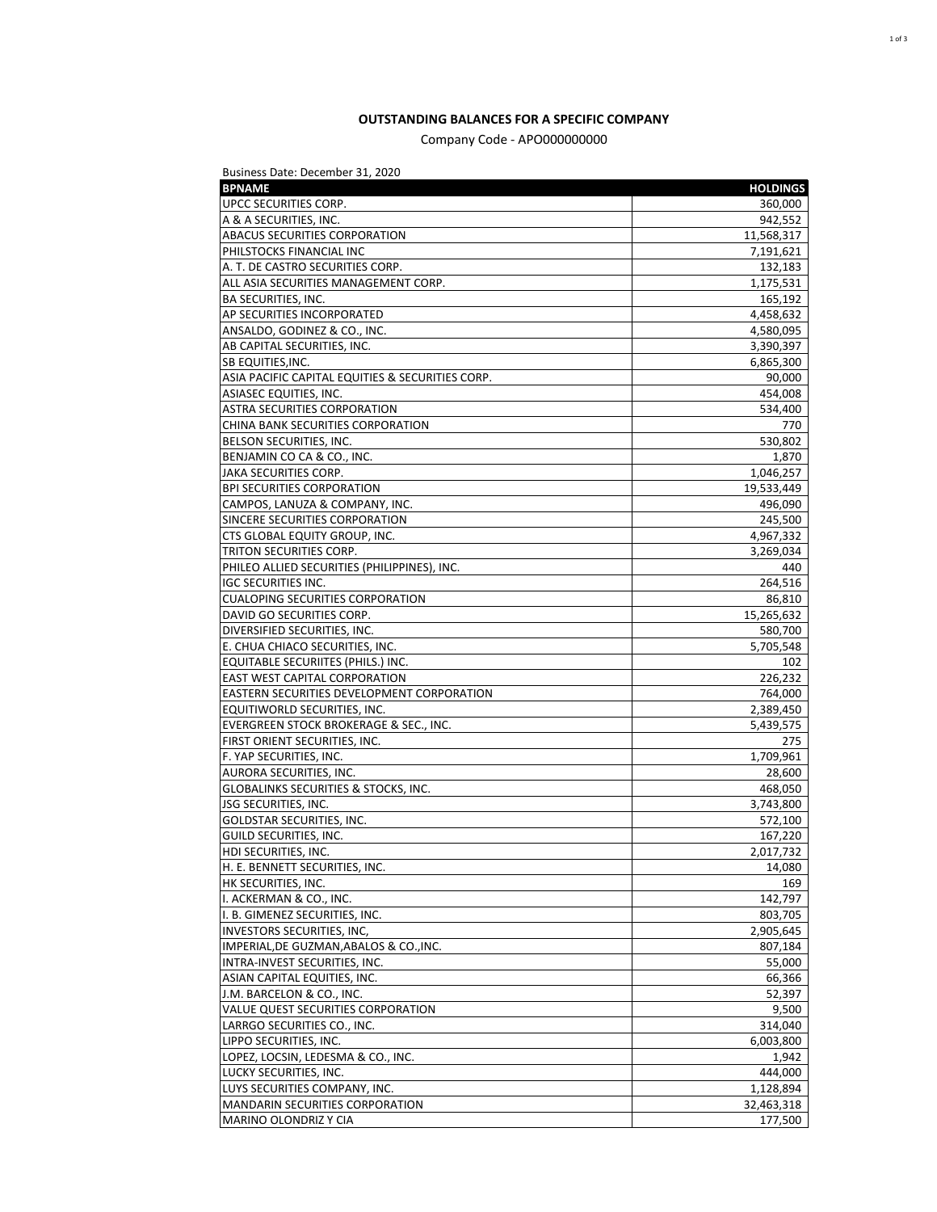**OUTSTANDING BALANCES FOR A SPECIFIC COMPANY**

Company Code - APO000000000

Business Date: December 31, 2020

| BPNAME | HOLDINGS |
| --- | ---: |
| UPCC SECURITIES CORP. | 360,000 |
| A & A SECURITIES, INC. | 942,552 |
| ABACUS SECURITIES CORPORATION | 11,568,317 |
| PHILSTOCKS FINANCIAL INC | 7,191,621 |
| A. T. DE CASTRO SECURITIES CORP. | 132,183 |
| ALL ASIA SECURITIES MANAGEMENT CORP. | 1,175,531 |
| BA SECURITIES, INC. | 165,192 |
| AP SECURITIES INCORPORATED | 4,458,632 |
| ANSALDO, GODINEZ & CO., INC. | 4,580,095 |
| AB CAPITAL SECURITIES, INC. | 3,390,397 |
| SB EQUITIES,INC. | 6,865,300 |
| ASIA PACIFIC CAPITAL EQUITIES & SECURITIES CORP. | 90,000 |
| ASIASEC EQUITIES, INC. | 454,008 |
| ASTRA SECURITIES CORPORATION | 534,400 |
| CHINA BANK SECURITIES CORPORATION | 770 |
| BELSON SECURITIES, INC. | 530,802 |
| BENJAMIN CO CA & CO., INC. | 1,870 |
| JAKA SECURITIES CORP. | 1,046,257 |
| BPI SECURITIES CORPORATION | 19,533,449 |
| CAMPOS, LANUZA & COMPANY, INC. | 496,090 |
| SINCERE SECURITIES CORPORATION | 245,500 |
| CTS GLOBAL EQUITY GROUP, INC. | 4,967,332 |
| TRITON SECURITIES CORP. | 3,269,034 |
| PHILEO ALLIED SECURITIES (PHILIPPINES), INC. | 440 |
| IGC SECURITIES INC. | 264,516 |
| CUALOPING SECURITIES CORPORATION | 86,810 |
| DAVID GO SECURITIES CORP. | 15,265,632 |
| DIVERSIFIED SECURITIES, INC. | 580,700 |
| E. CHUA CHIACO SECURITIES, INC. | 5,705,548 |
| EQUITABLE SECURIITES (PHILS.) INC. | 102 |
| EAST WEST CAPITAL CORPORATION | 226,232 |
| EASTERN SECURITIES DEVELOPMENT CORPORATION | 764,000 |
| EQUITIWORLD SECURITIES, INC. | 2,389,450 |
| EVERGREEN STOCK BROKERAGE & SEC., INC. | 5,439,575 |
| FIRST ORIENT SECURITIES, INC. | 275 |
| F. YAP SECURITIES, INC. | 1,709,961 |
| AURORA SECURITIES, INC. | 28,600 |
| GLOBALINKS SECURITIES & STOCKS, INC. | 468,050 |
| JSG SECURITIES, INC. | 3,743,800 |
| GOLDSTAR SECURITIES, INC. | 572,100 |
| GUILD SECURITIES, INC. | 167,220 |
| HDI SECURITIES, INC. | 2,017,732 |
| H. E. BENNETT SECURITIES, INC. | 14,080 |
| HK SECURITIES, INC. | 169 |
| I. ACKERMAN & CO., INC. | 142,797 |
| I. B. GIMENEZ SECURITIES, INC. | 803,705 |
| INVESTORS SECURITIES, INC, | 2,905,645 |
| IMPERIAL,DE GUZMAN,ABALOS & CO.,INC. | 807,184 |
| INTRA-INVEST SECURITIES, INC. | 55,000 |
| ASIAN CAPITAL EQUITIES, INC. | 66,366 |
| J.M. BARCELON & CO., INC. | 52,397 |
| VALUE QUEST SECURITIES CORPORATION | 9,500 |
| LARRGO SECURITIES CO., INC. | 314,040 |
| LIPPO SECURITIES, INC. | 6,003,800 |
| LOPEZ, LOCSIN, LEDESMA & CO., INC. | 1,942 |
| LUCKY SECURITIES, INC. | 444,000 |
| LUYS SECURITIES COMPANY, INC. | 1,128,894 |
| MANDARIN SECURITIES CORPORATION | 32,463,318 |
| MARINO OLONDRIZ Y CIA | 177,500 |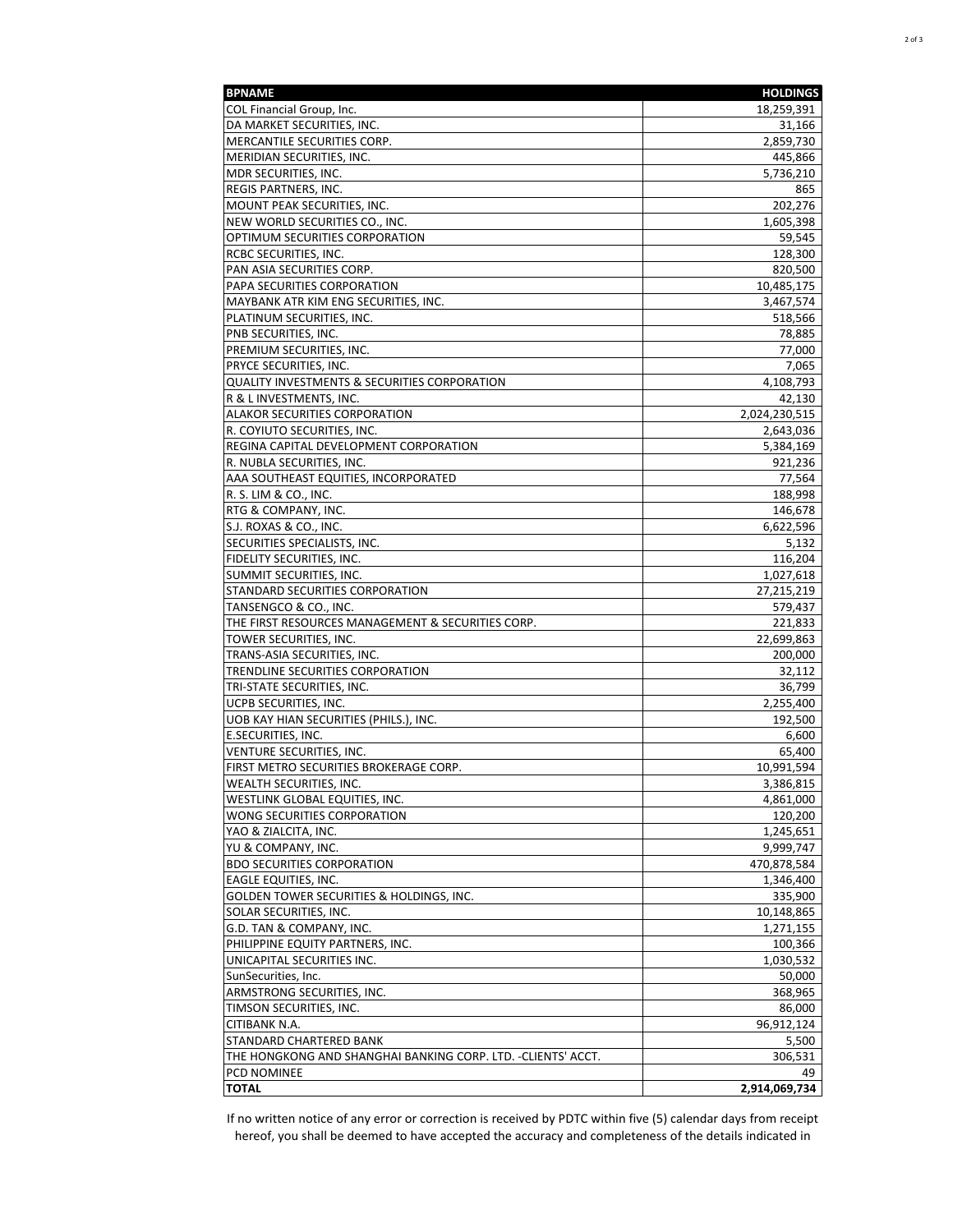| BPNAME | HOLDINGS |
| --- | --- |
| COL Financial Group, Inc. | 18,259,391 |
| DA MARKET SECURITIES, INC. | 31,166 |
| MERCANTILE SECURITIES CORP. | 2,859,730 |
| MERIDIAN SECURITIES, INC. | 445,866 |
| MDR SECURITIES, INC. | 5,736,210 |
| REGIS PARTNERS, INC. | 865 |
| MOUNT PEAK SECURITIES, INC. | 202,276 |
| NEW WORLD SECURITIES CO., INC. | 1,605,398 |
| OPTIMUM SECURITIES CORPORATION | 59,545 |
| RCBC SECURITIES, INC. | 128,300 |
| PAN ASIA SECURITIES CORP. | 820,500 |
| PAPA SECURITIES CORPORATION | 10,485,175 |
| MAYBANK ATR KIM ENG SECURITIES, INC. | 3,467,574 |
| PLATINUM SECURITIES, INC. | 518,566 |
| PNB SECURITIES, INC. | 78,885 |
| PREMIUM SECURITIES, INC. | 77,000 |
| PRYCE SECURITIES, INC. | 7,065 |
| QUALITY INVESTMENTS & SECURITIES CORPORATION | 4,108,793 |
| R & L INVESTMENTS, INC. | 42,130 |
| ALAKOR SECURITIES CORPORATION | 2,024,230,515 |
| R. COYIUTO SECURITIES, INC. | 2,643,036 |
| REGINA CAPITAL DEVELOPMENT CORPORATION | 5,384,169 |
| R. NUBLA SECURITIES, INC. | 921,236 |
| AAA SOUTHEAST EQUITIES, INCORPORATED | 77,564 |
| R. S. LIM & CO., INC. | 188,998 |
| RTG & COMPANY, INC. | 146,678 |
| S.J. ROXAS & CO., INC. | 6,622,596 |
| SECURITIES SPECIALISTS, INC. | 5,132 |
| FIDELITY SECURITIES, INC. | 116,204 |
| SUMMIT SECURITIES, INC. | 1,027,618 |
| STANDARD SECURITIES CORPORATION | 27,215,219 |
| TANSENGCO & CO., INC. | 579,437 |
| THE FIRST RESOURCES MANAGEMENT & SECURITIES CORP. | 221,833 |
| TOWER SECURITIES, INC. | 22,699,863 |
| TRANS-ASIA SECURITIES, INC. | 200,000 |
| TRENDLINE SECURITIES CORPORATION | 32,112 |
| TRI-STATE SECURITIES, INC. | 36,799 |
| UCPB SECURITIES, INC. | 2,255,400 |
| UOB KAY HIAN SECURITIES (PHILS.), INC. | 192,500 |
| E.SECURITIES, INC. | 6,600 |
| VENTURE SECURITIES, INC. | 65,400 |
| FIRST METRO SECURITIES BROKERAGE CORP. | 10,991,594 |
| WEALTH SECURITIES, INC. | 3,386,815 |
| WESTLINK GLOBAL EQUITIES, INC. | 4,861,000 |
| WONG SECURITIES CORPORATION | 120,200 |
| YAO & ZIALCITA, INC. | 1,245,651 |
| YU & COMPANY, INC. | 9,999,747 |
| BDO SECURITIES CORPORATION | 470,878,584 |
| EAGLE EQUITIES, INC. | 1,346,400 |
| GOLDEN TOWER SECURITIES & HOLDINGS, INC. | 335,900 |
| SOLAR SECURITIES, INC. | 10,148,865 |
| G.D. TAN & COMPANY, INC. | 1,271,155 |
| PHILIPPINE EQUITY PARTNERS, INC. | 100,366 |
| UNICAPITAL SECURITIES INC. | 1,030,532 |
| SunSecurities, Inc. | 50,000 |
| ARMSTRONG SECURITIES, INC. | 368,965 |
| TIMSON SECURITIES, INC. | 86,000 |
| CITIBANK N.A. | 96,912,124 |
| STANDARD CHARTERED BANK | 5,500 |
| THE HONGKONG AND SHANGHAI BANKING CORP. LTD. -CLIENTS' ACCT. | 306,531 |
| PCD NOMINEE | 49 |
| **TOTAL** | **2,914,069,734** |

If no written notice of any error or correction is received by PDTC within five (5) calendar days from receipt hereof, you shall be deemed to have accepted the accuracy and completeness of the details indicated in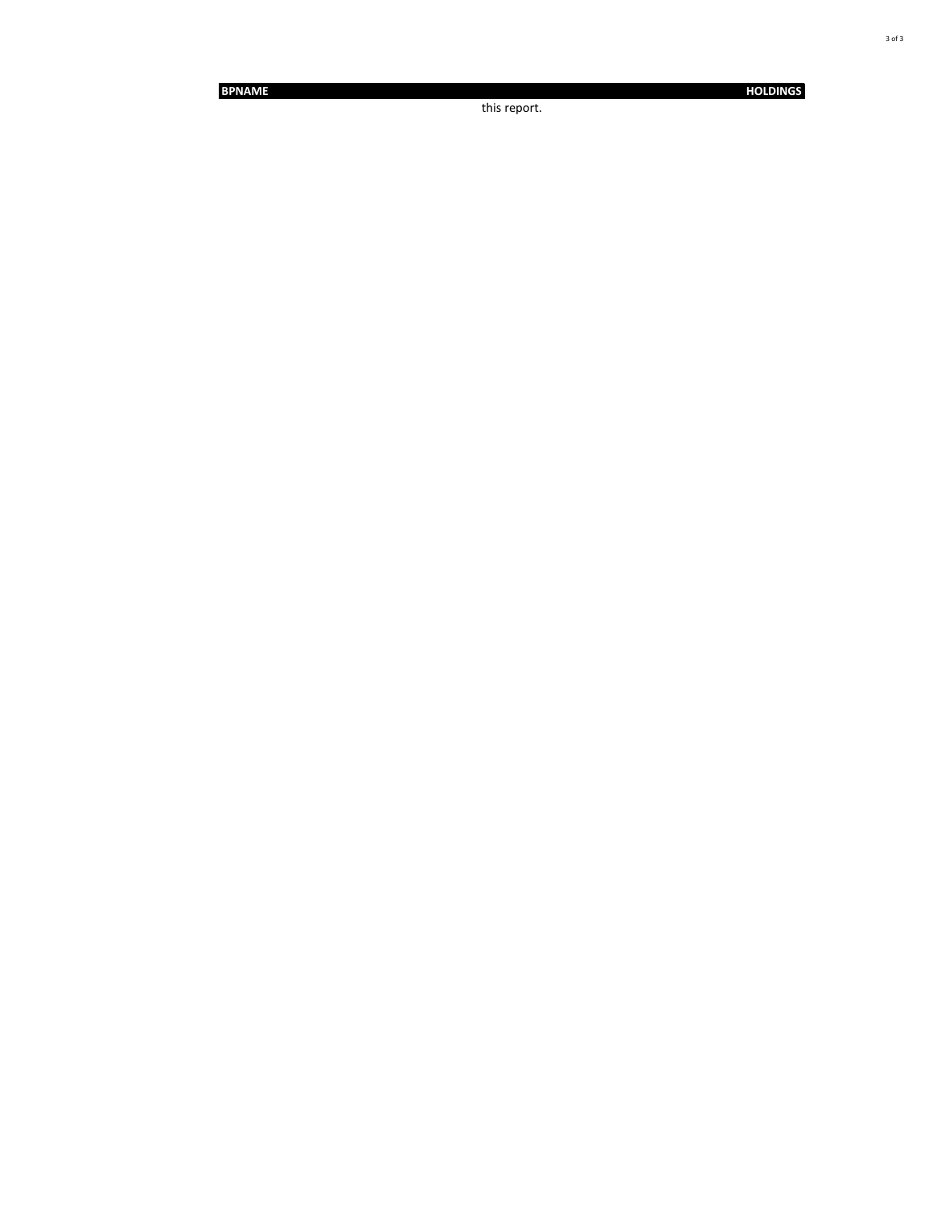| BPNAME | HOLDINGS |
| --- | --- |
| this report. | |